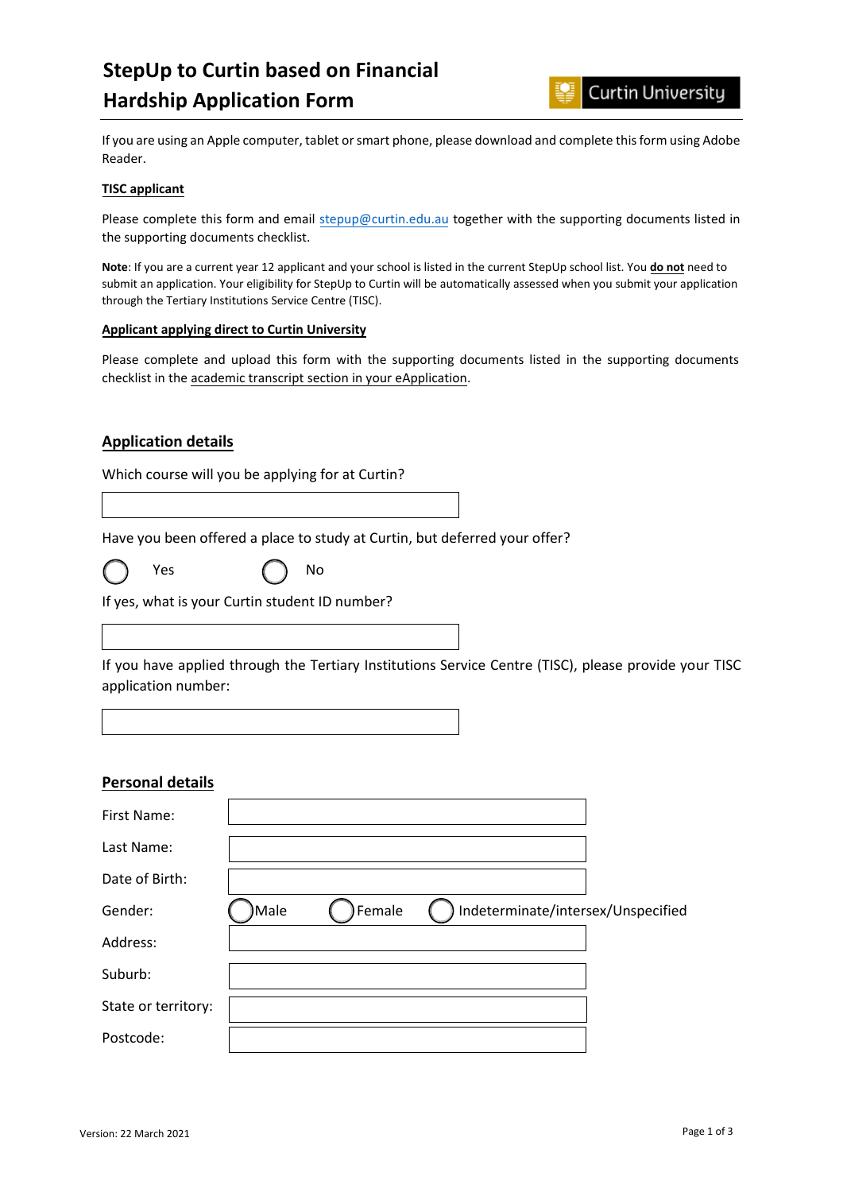# StepUp to Curtin based on Financial Hardship Application Form

Curtin University

If you are using an Apple computer, tablet or smart phone, please download and complete this form using Adobe Reader.

**TISC applicant**

Please complete this form and email stepup@curtin.edu.au together with the supporting documents listed in the supporting documents checklist.

**Note**: If you are a current year 12 applicant and your school is listed in the current StepUp school list. You **do not** need to submit an application. Your eligibility for StepUp to Curtin will be automatically assessed when you submit your application through the Tertiary Institutions Service Centre (TISC).

**Applicant applying direct to Curtin University**

Please complete and upload this form with the supporting documents listed in the supporting documents checklist in the academic transcript section in your eApplication.

## Application details

Which course will you be applying for at Curtin?

Have you been offered a place to study at Curtin, but deferred your offer?

○ Yes ○ No

If yes, what is your Curtin student ID number?

If you have applied through the Tertiary Institutions Service Centre (TISC), please provide your TISC application number:

## Personal details

First Name:

Last Name:

Date of Birth:

Gender: ○ Male ○ Female ○ Indeterminate/intersex/Unspecified

Address:

Suburb:

State or territory:

Postcode:

Version: 22 March 2021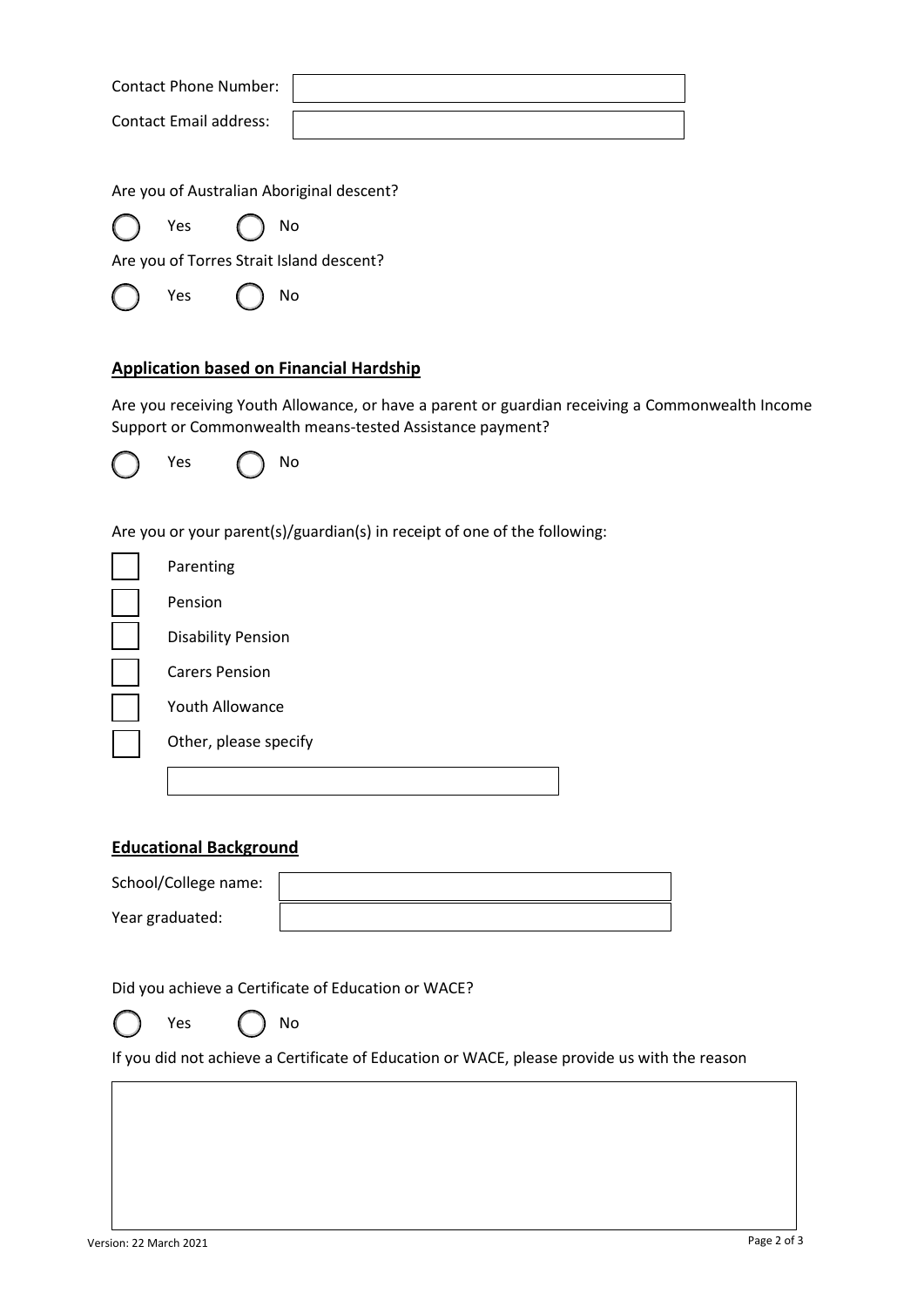Contact Phone Number: \_\_\_\_\_\_\_\_\_\_\_\_\_\_\_\_\_\_\_\_

Contact Email address: \_\_\_\_\_\_\_\_\_\_\_\_\_\_\_\_\_\_\_\_

Are you of Australian Aboriginal descent?

○ Yes ○ No

Are you of Torres Strait Island descent?

○ Yes ○ No

## Application based on Financial Hardship

Are you receiving Youth Allowance, or have a parent or guardian receiving a Commonwealth Income Support or Commonwealth means-tested Assistance payment?

○ Yes ○ No

Are you or your parent(s)/guardian(s) in receipt of one of the following:

- ☐ Parenting
- ☐ Pension
- ☐ Disability Pension
- ☐ Carers Pension
- ☐ Youth Allowance
- ☐ Other, please specify

\_\_\_\_\_\_\_\_\_\_\_\_\_\_\_\_\_\_\_\_

## Educational Background

School/College name: \_\_\_\_\_\_\_\_\_\_\_\_\_\_\_\_\_\_\_\_

Year graduated: \_\_\_\_\_\_\_\_\_\_\_\_\_\_\_\_\_\_\_\_

Did you achieve a Certificate of Education or WACE?

○ Yes ○ No

If you did not achieve a Certificate of Education or WACE, please provide us with the reason

\_\_\_\_\_\_\_\_\_\_\_\_\_\_\_\_\_\_\_\_

Version: 22 March 2021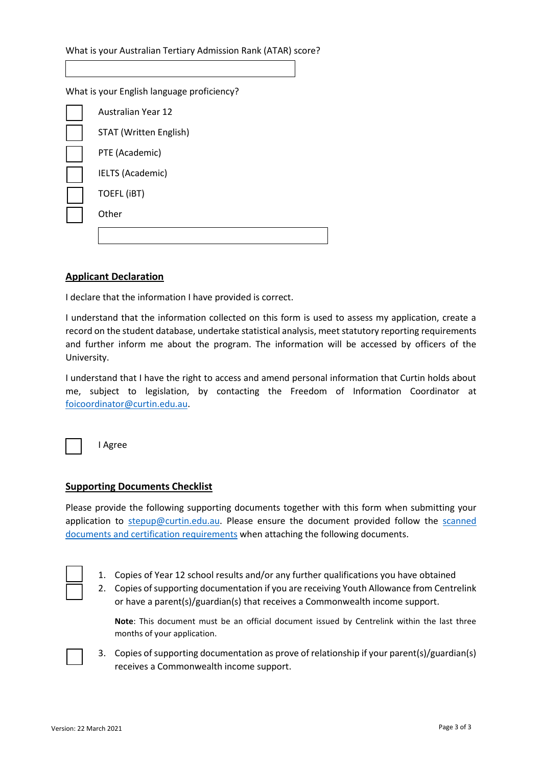What is your Australian Tertiary Admission Rank (ATAR) score?

What is your English language proficiency?

- [ ] Australian Year 12
- [ ] STAT (Written English)
- [ ] PTE (Academic)
- [ ] IELTS (Academic)
- [ ] TOEFL (iBT)
- [ ] Other

## Applicant Declaration

I declare that the information I have provided is correct.

I understand that the information collected on this form is used to assess my application, create a record on the student database, undertake statistical analysis, meet statutory reporting requirements and further inform me about the program. The information will be accessed by officers of the University.

I understand that I have the right to access and amend personal information that Curtin holds about me, subject to legislation, by contacting the Freedom of Information Coordinator at foicoordinator@curtin.edu.au.

- [ ] I Agree

## Supporting Documents Checklist

Please provide the following supporting documents together with this form when submitting your application to stepup@curtin.edu.au. Please ensure the document provided follow the scanned documents and certification requirements when attaching the following documents.

- [ ] 1. Copies of Year 12 school results and/or any further qualifications you have obtained
- [ ] 2. Copies of supporting documentation if you are receiving Youth Allowance from Centrelink or have a parent(s)/guardian(s) that receives a Commonwealth income support.

  **Note**: This document must be an official document issued by Centrelink within the last three months of your application.

- [ ] 3. Copies of supporting documentation as prove of relationship if your parent(s)/guardian(s) receives a Commonwealth income support.

Version: 22 March 2021